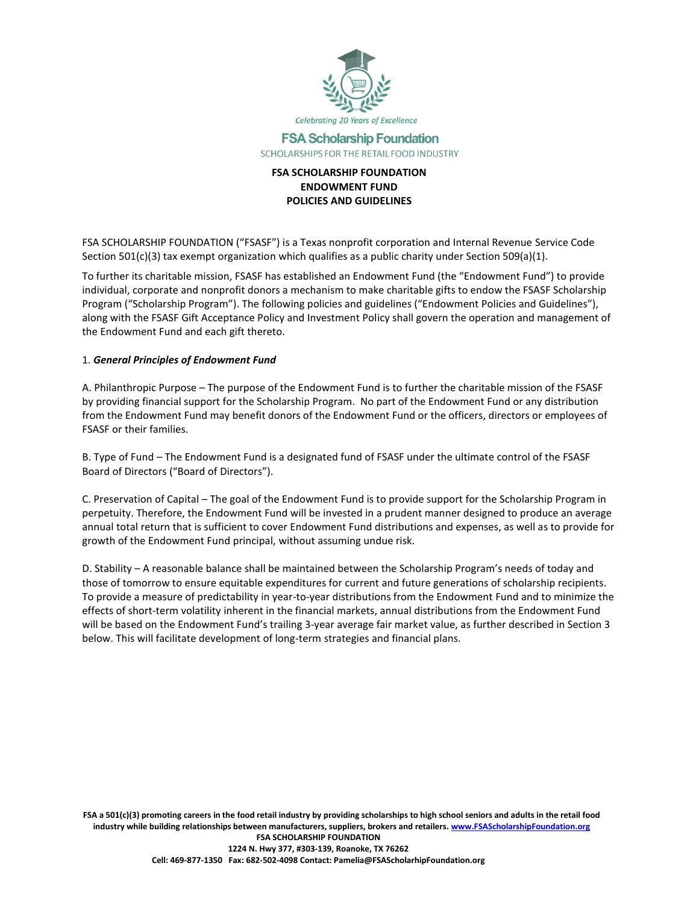Celebrating 20 Years of Excellence

**FSA Scholarship Foundation**

SCHOLARSHIPS FOR THE RETAIL FOOD INDUSTRY

# FSA SCHOLARSHIP FOUNDATION
# ENDOWMENT FUND
# POLICIES AND GUIDELINES

FSA SCHOLARSHIP FOUNDATION ("FSASF") is a Texas nonprofit corporation and Internal Revenue Service Code Section 501(c)(3) tax exempt organization which qualifies as a public charity under Section 509(a)(1).

To further its charitable mission, FSASF has established an Endowment Fund (the "Endowment Fund") to provide individual, corporate and nonprofit donors a mechanism to make charitable gifts to endow the FSASF Scholarship Program ("Scholarship Program"). The following policies and guidelines ("Endowment Policies and Guidelines"), along with the FSASF Gift Acceptance Policy and Investment Policy shall govern the operation and management of the Endowment Fund and each gift thereto.

## 1. *General Principles of Endowment Fund*

A. Philanthropic Purpose – The purpose of the Endowment Fund is to further the charitable mission of the FSASF by providing financial support for the Scholarship Program. No part of the Endowment Fund or any distribution from the Endowment Fund may benefit donors of the Endowment Fund or the officers, directors or employees of FSASF or their families.

B. Type of Fund – The Endowment Fund is a designated fund of FSASF under the ultimate control of the FSASF Board of Directors ("Board of Directors").

C. Preservation of Capital – The goal of the Endowment Fund is to provide support for the Scholarship Program in perpetuity. Therefore, the Endowment Fund will be invested in a prudent manner designed to produce an average annual total return that is sufficient to cover Endowment Fund distributions and expenses, as well as to provide for growth of the Endowment Fund principal, without assuming undue risk.

D. Stability – A reasonable balance shall be maintained between the Scholarship Program's needs of today and those of tomorrow to ensure equitable expenditures for current and future generations of scholarship recipients. To provide a measure of predictability in year-to-year distributions from the Endowment Fund and to minimize the effects of short-term volatility inherent in the financial markets, annual distributions from the Endowment Fund will be based on the Endowment Fund's trailing 3-year average fair market value, as further described in Section 3 below. This will facilitate development of long-term strategies and financial plans.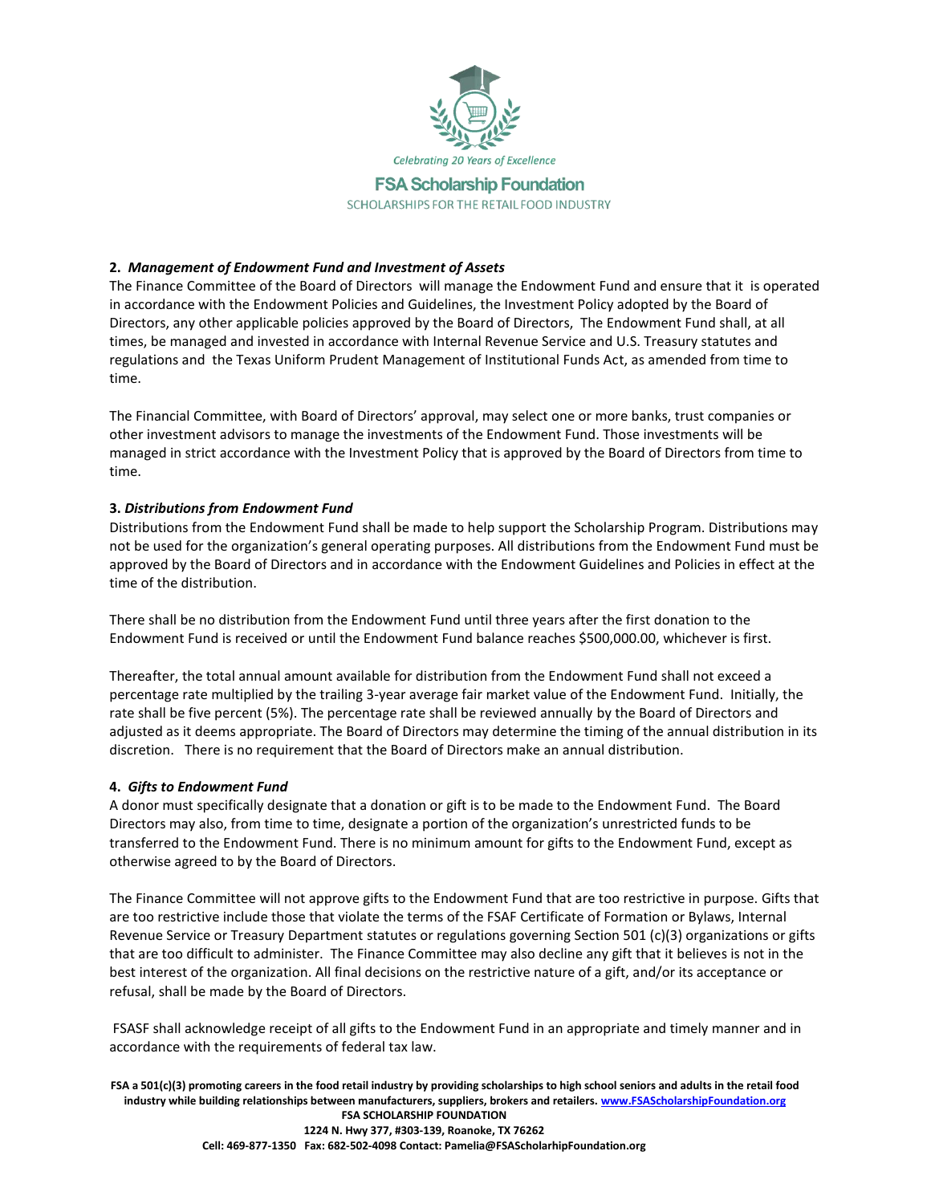**2.** ***Management of Endowment Fund and Investment of Assets***

The Finance Committee of the Board of Directors will manage the Endowment Fund and ensure that it is operated in accordance with the Endowment Policies and Guidelines, the Investment Policy adopted by the Board of Directors, any other applicable policies approved by the Board of Directors, The Endowment Fund shall, at all times, be managed and invested in accordance with Internal Revenue Service and U.S. Treasury statutes and regulations and the Texas Uniform Prudent Management of Institutional Funds Act, as amended from time to time.

The Financial Committee, with Board of Directors' approval, may select one or more banks, trust companies or other investment advisors to manage the investments of the Endowment Fund. Those investments will be managed in strict accordance with the Investment Policy that is approved by the Board of Directors from time to time.

**3.** ***Distributions from Endowment Fund***

Distributions from the Endowment Fund shall be made to help support the Scholarship Program. Distributions may not be used for the organization's general operating purposes. All distributions from the Endowment Fund must be approved by the Board of Directors and in accordance with the Endowment Guidelines and Policies in effect at the time of the distribution.

There shall be no distribution from the Endowment Fund until three years after the first donation to the Endowment Fund is received or until the Endowment Fund balance reaches $500,000.00, whichever is first.

Thereafter, the total annual amount available for distribution from the Endowment Fund shall not exceed a percentage rate multiplied by the trailing 3-year average fair market value of the Endowment Fund. Initially, the rate shall be five percent (5%). The percentage rate shall be reviewed annually by the Board of Directors and adjusted as it deems appropriate. The Board of Directors may determine the timing of the annual distribution in its discretion. There is no requirement that the Board of Directors make an annual distribution.

**4.** ***Gifts to Endowment Fund***

A donor must specifically designate that a donation or gift is to be made to the Endowment Fund. The Board Directors may also, from time to time, designate a portion of the organization's unrestricted funds to be transferred to the Endowment Fund. There is no minimum amount for gifts to the Endowment Fund, except as otherwise agreed to by the Board of Directors.

The Finance Committee will not approve gifts to the Endowment Fund that are too restrictive in purpose. Gifts that are too restrictive include those that violate the terms of the FSAF Certificate of Formation or Bylaws, Internal Revenue Service or Treasury Department statutes or regulations governing Section 501 (c)(3) organizations or gifts that are too difficult to administer. The Finance Committee may also decline any gift that it believes is not in the best interest of the organization. All final decisions on the restrictive nature of a gift, and/or its acceptance or refusal, shall be made by the Board of Directors.

FSASF shall acknowledge receipt of all gifts to the Endowment Fund in an appropriate and timely manner and in accordance with the requirements of federal tax law.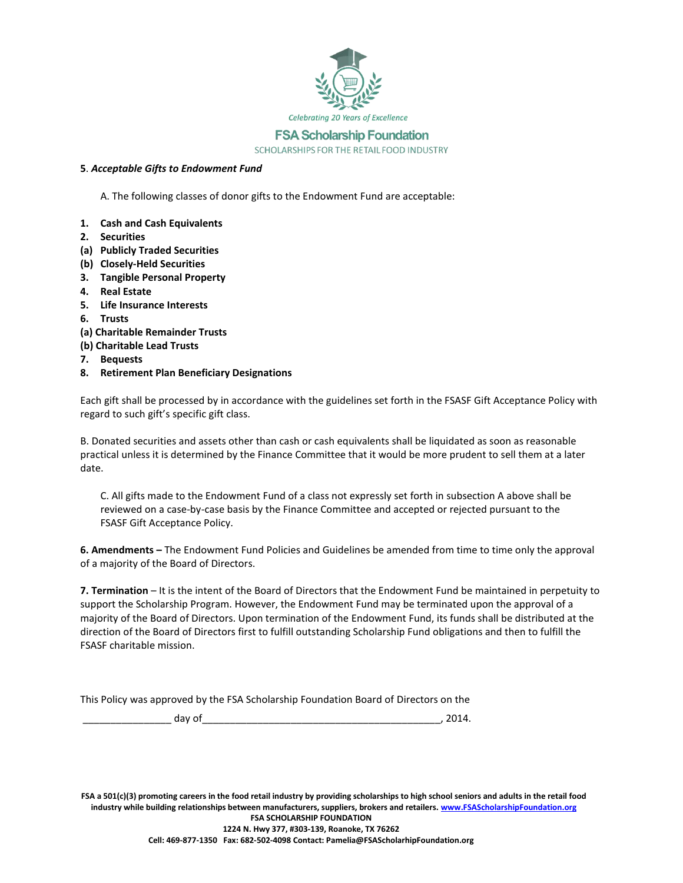**5**. ***Acceptable Gifts to Endowment Fund***

A. The following classes of donor gifts to the Endowment Fund are acceptable:

**1. Cash and Cash Equivalents**
**2. Securities**
**(a) Publicly Traded Securities**
**(b) Closely-Held Securities**
**3. Tangible Personal Property**
**4. Real Estate**
**5. Life Insurance Interests**
**6. Trusts**
**(a) Charitable Remainder Trusts**
**(b) Charitable Lead Trusts**
**7. Bequests**
**8. Retirement Plan Beneficiary Designations**

Each gift shall be processed by in accordance with the guidelines set forth in the FSASF Gift Acceptance Policy with regard to such gift's specific gift class.

B. Donated securities and assets other than cash or cash equivalents shall be liquidated as soon as reasonable practical unless it is determined by the Finance Committee that it would be more prudent to sell them at a later date.

C. All gifts made to the Endowment Fund of a class not expressly set forth in subsection A above shall be reviewed on a case-by-case basis by the Finance Committee and accepted or rejected pursuant to the FSASF Gift Acceptance Policy.

**6. Amendments –** The Endowment Fund Policies and Guidelines be amended from time to time only the approval of a majority of the Board of Directors.

**7. Termination** – It is the intent of the Board of Directors that the Endowment Fund be maintained in perpetuity to support the Scholarship Program. However, the Endowment Fund may be terminated upon the approval of a majority of the Board of Directors. Upon termination of the Endowment Fund, its funds shall be distributed at the direction of the Board of Directors first to fulfill outstanding Scholarship Fund obligations and then to fulfill the FSASF charitable mission.

This Policy was approved by the FSA Scholarship Foundation Board of Directors on the

_______________ day of__________________________________________, 2014.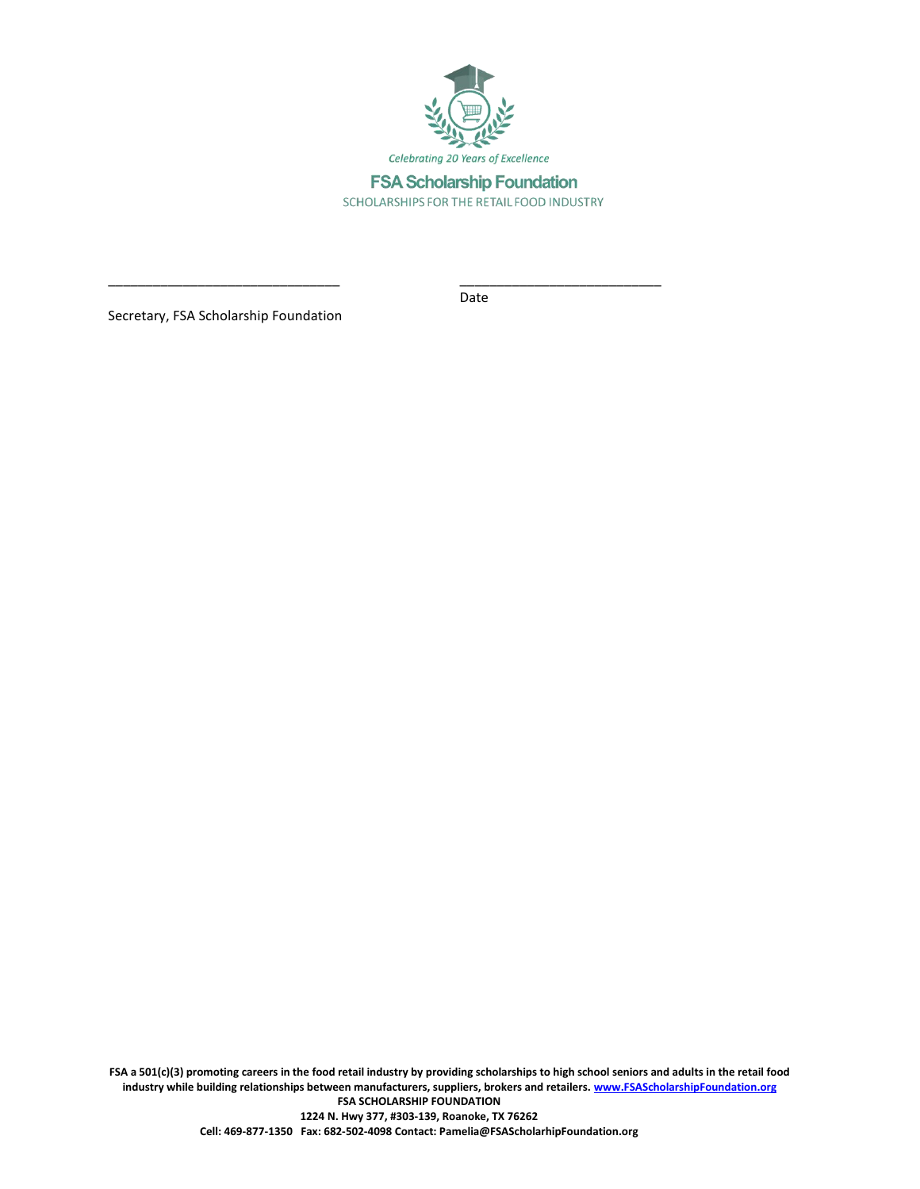Celebrating 20 Years of Excellence

**FSA Scholarship Foundation**

SCHOLARSHIPS FOR THE RETAIL FOOD INDUSTRY

_______________________________ _______________________________

Date

Secretary, FSA Scholarship Foundation

**FSA a 501(c)(3) promoting careers in the food retail industry by providing scholarships to high school seniors and adults in the retail food industry while building relationships between manufacturers, suppliers, brokers and retailers. www.FSAScholarshipFoundation.org**

**FSA SCHOLARSHIP FOUNDATION**

**1224 N. Hwy 377, #303-139, Roanoke, TX 76262**

**Cell: 469-877-1350 Fax: 682-502-4098 Contact: Pamelia@FSAScholarhipFoundation.org**